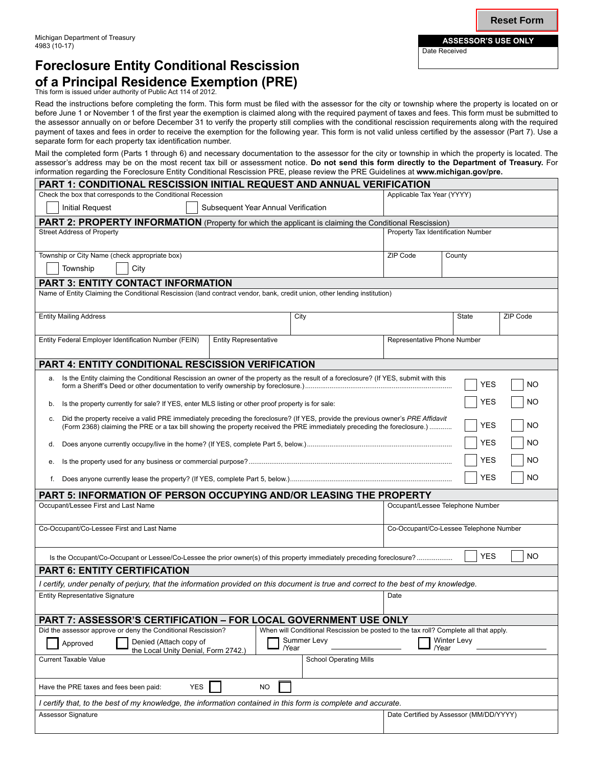Reset Form

Michigan Department of Treasury
4983 (10-17)

**ASSESSOR'S USE ONLY**
Date Received

# Foreclosure Entity Conditional Rescission of a Principal Residence Exemption (PRE)

This form is issued under authority of Public Act 114 of 2012.

Read the instructions before completing the form. This form must be filed with the assessor for the city or township where the property is located on or before June 1 or November 1 of the first year the exemption is claimed along with the required payment of taxes and fees. This form must be submitted to the assessor annually on or before December 31 to verify the property still complies with the conditional rescission requirements along with the required payment of taxes and fees in order to receive the exemption for the following year. This form is not valid unless certified by the assessor (Part 7). Use a separate form for each property tax identification number.

Mail the completed form (Parts 1 through 6) and necessary documentation to the assessor for the city or township in which the property is located. The assessor's address may be on the most recent tax bill or assessment notice. **Do not send this form directly to the Department of Treasury.** For information regarding the Foreclosure Entity Conditional Rescission PRE, please review the PRE Guidelines at **www.michigan.gov/pre.**

## PART 1: CONDITIONAL RESCISSION INITIAL REQUEST AND ANNUAL VERIFICATION

Check the box that corresponds to the Conditional Recession

☐ Initial Request ☐ Subsequent Year Annual Verification

Applicable Tax Year (YYYY)

## PART 2: PROPERTY INFORMATION (Property for which the applicant is claiming the Conditional Rescission)

| Street Address of Property | Property Tax Identification Number | |
|---|---|---|
| Township or City Name (check appropriate box) ☐ Township ☐ City | ZIP Code | County |

## PART 3: ENTITY CONTACT INFORMATION

Name of Entity Claiming the Conditional Rescission (land contract vendor, bank, credit union, other lending institution)

| Entity Mailing Address | City | State | ZIP Code |
|---|---|---|---|
| Entity Federal Employer Identification Number (FEIN) | Entity Representative | Representative Phone Number | |

## PART 4: ENTITY CONDITIONAL RESCISSION VERIFICATION

a. Is the Entity claiming the Conditional Rescission an owner of the property as the result of a foreclosure? (If YES, submit with this form a Sheriff's Deed or other documentation to verify ownership by foreclosure.) ☐ YES ☐ NO

b. Is the property currently for sale? If YES, enter MLS listing or other proof property is for sale: ☐ YES ☐ NO

c. Did the property receive a valid PRE immediately preceding the foreclosure? (If YES, provide the previous owner's *PRE Affidavit* (Form 2368) claiming the PRE or a tax bill showing the property received the PRE immediately preceding the foreclosure.) ☐ YES ☐ NO

d. Does anyone currently occupy/live in the home? (If YES, complete Part 5, below.) ☐ YES ☐ NO

e. Is the property used for any business or commercial purpose? ☐ YES ☐ NO

f. Does anyone currently lease the property? (If YES, complete Part 5, below.) ☐ YES ☐ NO

## PART 5: INFORMATION OF PERSON OCCUPYING AND/OR LEASING THE PROPERTY

| Occupant/Lessee First and Last Name | Occupant/Lessee Telephone Number |
|---|---|
| Co-Occupant/Co-Lessee First and Last Name | Co-Occupant/Co-Lessee Telephone Number |

Is the Occupant/Co-Occupant or Lessee/Co-Lessee the prior owner(s) of this property immediately preceding foreclosure? ☐ YES ☐ NO

## PART 6: ENTITY CERTIFICATION

*I certify, under penalty of perjury, that the information provided on this document is true and correct to the best of my knowledge.*

| Entity Representative Signature | Date |
|---|---|

## PART 7: ASSESSOR'S CERTIFICATION – FOR LOCAL GOVERNMENT USE ONLY

Did the assessor approve or deny the Conditional Rescission?

☐ Approved ☐ Denied (Attach copy of the Local Unity Denial, Form 2742.)

When will Conditional Rescission be posted to the tax roll? Complete all that apply.

☐ Summer Levy /Year ________ ☐ Winter Levy /Year ________

| Current Taxable Value | School Operating Mills |
|---|---|

Have the PRE taxes and fees been paid: YES ☐ NO ☐

*I certify that, to the best of my knowledge, the information contained in this form is complete and accurate.*

| Assessor Signature | Date Certified by Assessor (MM/DD/YYYY) |
|---|---|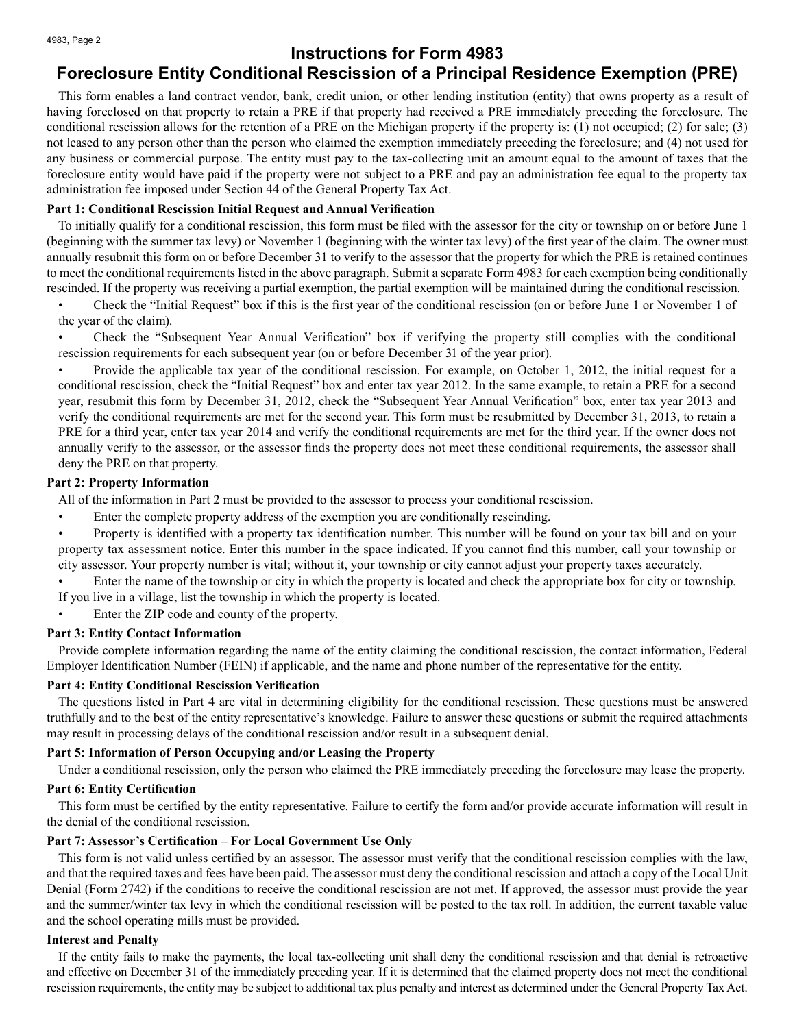# Instructions for Form 4983

## Foreclosure Entity Conditional Rescission of a Principal Residence Exemption (PRE)

This form enables a land contract vendor, bank, credit union, or other lending institution (entity) that owns property as a result of having foreclosed on that property to retain a PRE if that property had received a PRE immediately preceding the foreclosure. The conditional rescission allows for the retention of a PRE on the Michigan property if the property is: (1) not occupied; (2) for sale; (3) not leased to any person other than the person who claimed the exemption immediately preceding the foreclosure; and (4) not used for any business or commercial purpose. The entity must pay to the tax-collecting unit an amount equal to the amount of taxes that the foreclosure entity would have paid if the property were not subject to a PRE and pay an administration fee equal to the property tax administration fee imposed under Section 44 of the General Property Tax Act.

**Part 1: Conditional Rescission Initial Request and Annual Verification**

To initially qualify for a conditional rescission, this form must be filed with the assessor for the city or township on or before June 1 (beginning with the summer tax levy) or November 1 (beginning with the winter tax levy) of the first year of the claim. The owner must annually resubmit this form on or before December 31 to verify to the assessor that the property for which the PRE is retained continues to meet the conditional requirements listed in the above paragraph. Submit a separate Form 4983 for each exemption being conditionally rescinded. If the property was receiving a partial exemption, the partial exemption will be maintained during the conditional rescission.

- Check the "Initial Request" box if this is the first year of the conditional rescission (on or before June 1 or November 1 of the year of the claim).
- Check the "Subsequent Year Annual Verification" box if verifying the property still complies with the conditional rescission requirements for each subsequent year (on or before December 31 of the year prior).
- Provide the applicable tax year of the conditional rescission. For example, on October 1, 2012, the initial request for a conditional rescission, check the "Initial Request" box and enter tax year 2012. In the same example, to retain a PRE for a second year, resubmit this form by December 31, 2012, check the "Subsequent Year Annual Verification" box, enter tax year 2013 and verify the conditional requirements are met for the second year. This form must be resubmitted by December 31, 2013, to retain a PRE for a third year, enter tax year 2014 and verify the conditional requirements are met for the third year. If the owner does not annually verify to the assessor, or the assessor finds the property does not meet these conditional requirements, the assessor shall deny the PRE on that property.

**Part 2: Property Information**

All of the information in Part 2 must be provided to the assessor to process your conditional rescission.

- Enter the complete property address of the exemption you are conditionally rescinding.
- Property is identified with a property tax identification number. This number will be found on your tax bill and on your property tax assessment notice. Enter this number in the space indicated. If you cannot find this number, call your township or city assessor. Your property number is vital; without it, your township or city cannot adjust your property taxes accurately.
- Enter the name of the township or city in which the property is located and check the appropriate box for city or township. If you live in a village, list the township in which the property is located.
- Enter the ZIP code and county of the property.

**Part 3: Entity Contact Information**

Provide complete information regarding the name of the entity claiming the conditional rescission, the contact information, Federal Employer Identification Number (FEIN) if applicable, and the name and phone number of the representative for the entity.

**Part 4: Entity Conditional Rescission Verification**

The questions listed in Part 4 are vital in determining eligibility for the conditional rescission. These questions must be answered truthfully and to the best of the entity representative's knowledge. Failure to answer these questions or submit the required attachments may result in processing delays of the conditional rescission and/or result in a subsequent denial.

**Part 5: Information of Person Occupying and/or Leasing the Property**

Under a conditional rescission, only the person who claimed the PRE immediately preceding the foreclosure may lease the property.

**Part 6: Entity Certification**

This form must be certified by the entity representative. Failure to certify the form and/or provide accurate information will result in the denial of the conditional rescission.

**Part 7: Assessor's Certification – For Local Government Use Only**

This form is not valid unless certified by an assessor. The assessor must verify that the conditional rescission complies with the law, and that the required taxes and fees have been paid. The assessor must deny the conditional rescission and attach a copy of the Local Unit Denial (Form 2742) if the conditions to receive the conditional rescission are not met. If approved, the assessor must provide the year and the summer/winter tax levy in which the conditional rescission will be posted to the tax roll. In addition, the current taxable value and the school operating mills must be provided.

**Interest and Penalty**

If the entity fails to make the payments, the local tax-collecting unit shall deny the conditional rescission and that denial is retroactive and effective on December 31 of the immediately preceding year. If it is determined that the claimed property does not meet the conditional rescission requirements, the entity may be subject to additional tax plus penalty and interest as determined under the General Property Tax Act.